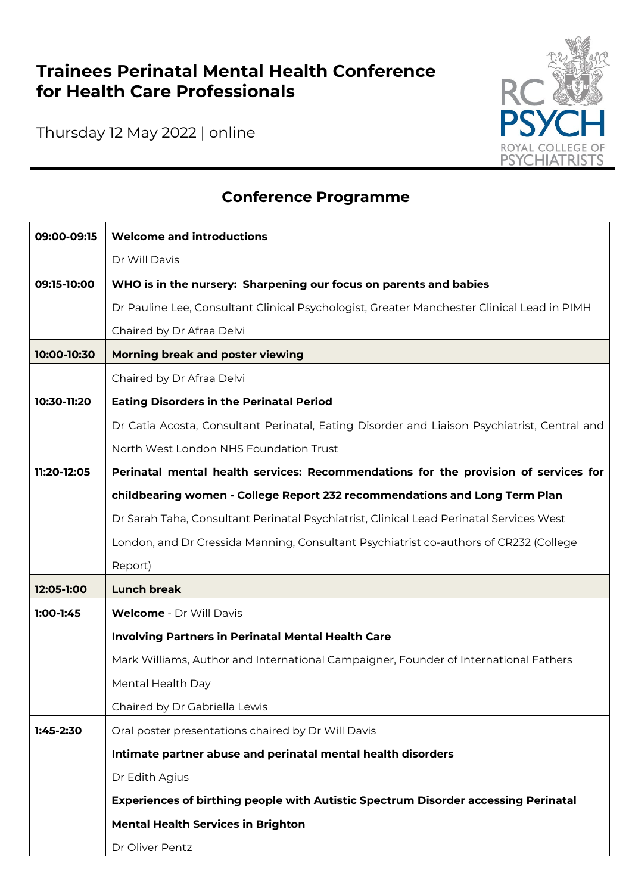# Trainees Perinatal Mental Health Conference for Health Care Professionals

Thursday 12 May 2022 | online

## Conference Programme

| Time | Session |
|---|---|
| 09:00-09:15 | **Welcome and introductions**<br>Dr Will Davis |
| 09:15-10:00 | **WHO is in the nursery: Sharpening our focus on parents and babies**<br>Dr Pauline Lee, Consultant Clinical Psychologist, Greater Manchester Clinical Lead in PIMH<br>Chaired by Dr Afraa Delvi |
| 10:00-10:30 | **Morning break and poster viewing** |
| | Chaired by Dr Afraa Delvi |
| 10:30-11:20 | **Eating Disorders in the Perinatal Period**<br>Dr Catia Acosta, Consultant Perinatal, Eating Disorder and Liaison Psychiatrist, Central and North West London NHS Foundation Trust |
| 11:20-12:05 | **Perinatal mental health services: Recommendations for the provision of services for childbearing women - College Report 232 recommendations and Long Term Plan**<br>Dr Sarah Taha, Consultant Perinatal Psychiatrist, Clinical Lead Perinatal Services West London, and Dr Cressida Manning, Consultant Psychiatrist co-authors of CR232 (College Report) |
| 12:05-1:00 | **Lunch break** |
| 1:00-1:45 | **Welcome** - Dr Will Davis<br>**Involving Partners in Perinatal Mental Health Care**<br>Mark Williams, Author and International Campaigner, Founder of International Fathers Mental Health Day<br>Chaired by Dr Gabriella Lewis |
| 1:45-2:30 | Oral poster presentations chaired by Dr Will Davis<br>**Intimate partner abuse and perinatal mental health disorders**<br>Dr Edith Agius<br>**Experiences of birthing people with Autistic Spectrum Disorder accessing Perinatal Mental Health Services in Brighton**<br>Dr Oliver Pentz |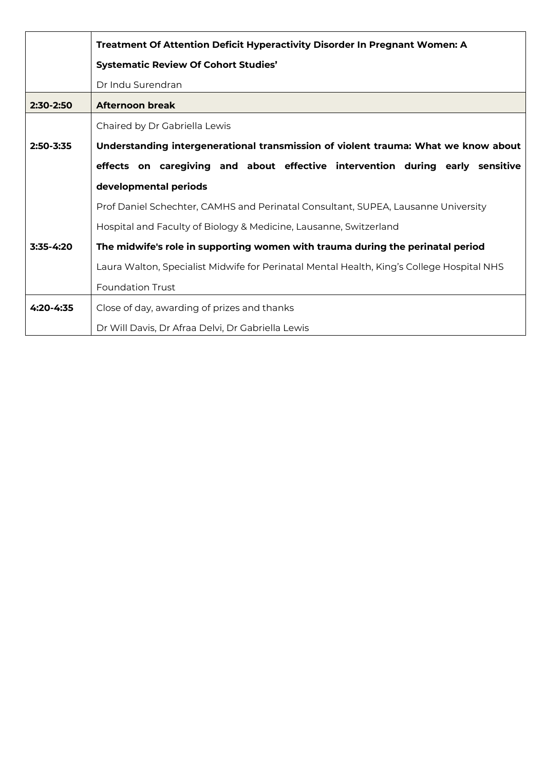| | |
|---|---|
| | **Treatment Of Attention Deficit Hyperactivity Disorder In Pregnant Women: A Systematic Review Of Cohort Studies'**<br>Dr Indu Surendran |
| **2:30-2:50** | **Afternoon break** |
| | Chaired by Dr Gabriella Lewis |
| **2:50-3:35** | **Understanding intergenerational transmission of violent trauma: What we know about effects on caregiving and about effective intervention during early sensitive developmental periods**<br>Prof Daniel Schechter, CAMHS and Perinatal Consultant, SUPEA, Lausanne University Hospital and Faculty of Biology & Medicine, Lausanne, Switzerland |
| **3:35-4:20** | **The midwife's role in supporting women with trauma during the perinatal period**<br>Laura Walton, Specialist Midwife for Perinatal Mental Health, King's College Hospital NHS Foundation Trust |
| **4:20-4:35** | Close of day, awarding of prizes and thanks<br>Dr Will Davis, Dr Afraa Delvi, Dr Gabriella Lewis |